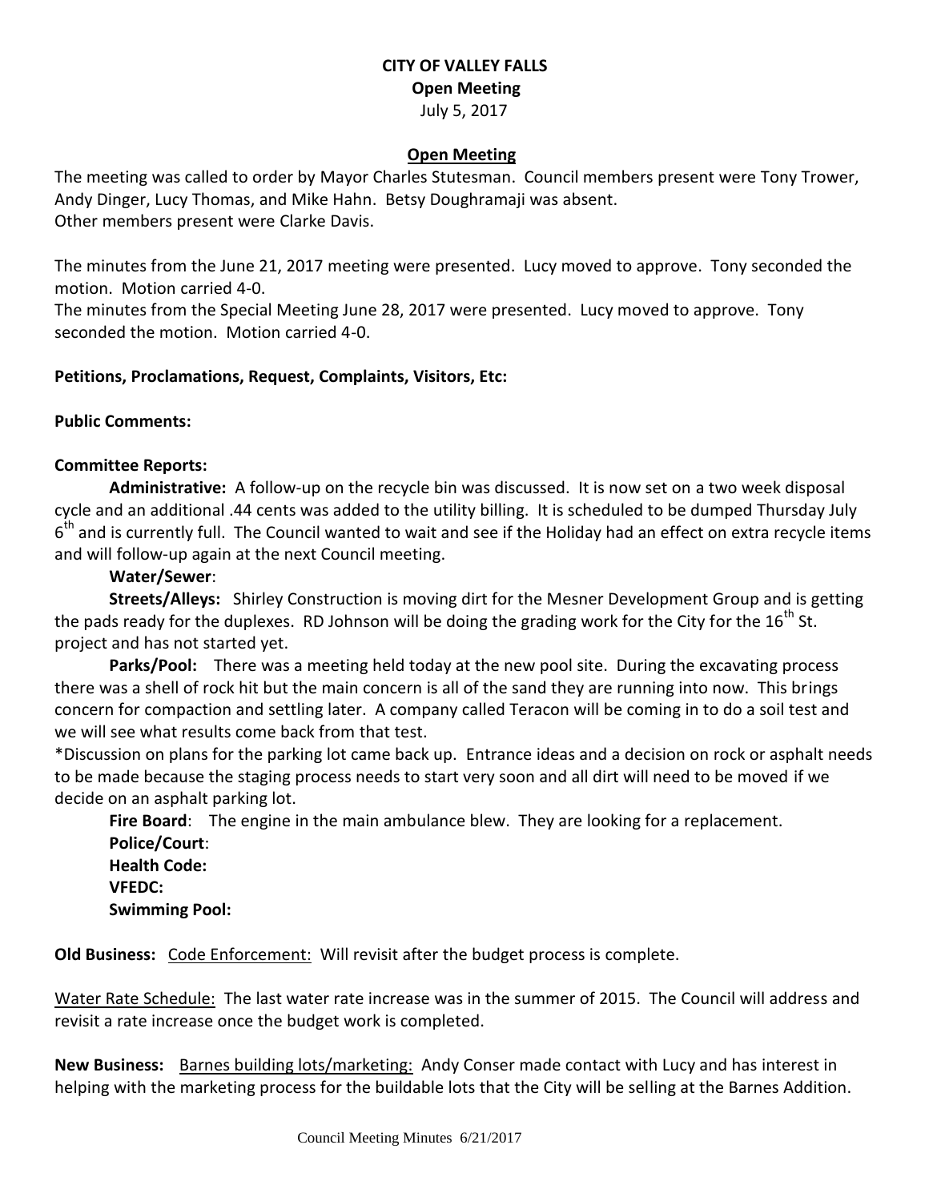# CITY OF VALLEY FALLS

## Open Meeting

July 5, 2017

### Open Meeting

The meeting was called to order by Mayor Charles Stutesman. Council members present were Tony Trower, Andy Dinger, Lucy Thomas, and Mike Hahn. Betsy Doughramaji was absent.
Other members present were Clarke Davis.

The minutes from the June 21, 2017 meeting were presented. Lucy moved to approve. Tony seconded the motion. Motion carried 4-0.
The minutes from the Special Meeting June 28, 2017 were presented. Lucy moved to approve. Tony seconded the motion. Motion carried 4-0.

**Petitions, Proclamations, Request, Complaints, Visitors, Etc:**

**Public Comments:**

**Committee Reports:**

**Administrative:** A follow-up on the recycle bin was discussed. It is now set on a two week disposal cycle and an additional .44 cents was added to the utility billing. It is scheduled to be dumped Thursday July 6th and is currently full. The Council wanted to wait and see if the Holiday had an effect on extra recycle items and will follow-up again at the next Council meeting.

**Water/Sewer**:

**Streets/Alleys:** Shirley Construction is moving dirt for the Mesner Development Group and is getting the pads ready for the duplexes. RD Johnson will be doing the grading work for the City for the 16th St. project and has not started yet.

**Parks/Pool:** There was a meeting held today at the new pool site. During the excavating process there was a shell of rock hit but the main concern is all of the sand they are running into now. This brings concern for compaction and settling later. A company called Teracon will be coming in to do a soil test and we will see what results come back from that test.

*Discussion on plans for the parking lot came back up. Entrance ideas and a decision on rock or asphalt needs to be made because the staging process needs to start very soon and all dirt will need to be moved if we decide on an asphalt parking lot.

**Fire Board**: The engine in the main ambulance blew. They are looking for a replacement.

**Police/Court**:

**Health Code:**

**VFEDC:**

**Swimming Pool:**

**Old Business:** Code Enforcement: Will revisit after the budget process is complete.

Water Rate Schedule: The last water rate increase was in the summer of 2015. The Council will address and revisit a rate increase once the budget work is completed.

**New Business:** Barnes building lots/marketing: Andy Conser made contact with Lucy and has interest in helping with the marketing process for the buildable lots that the City will be selling at the Barnes Addition.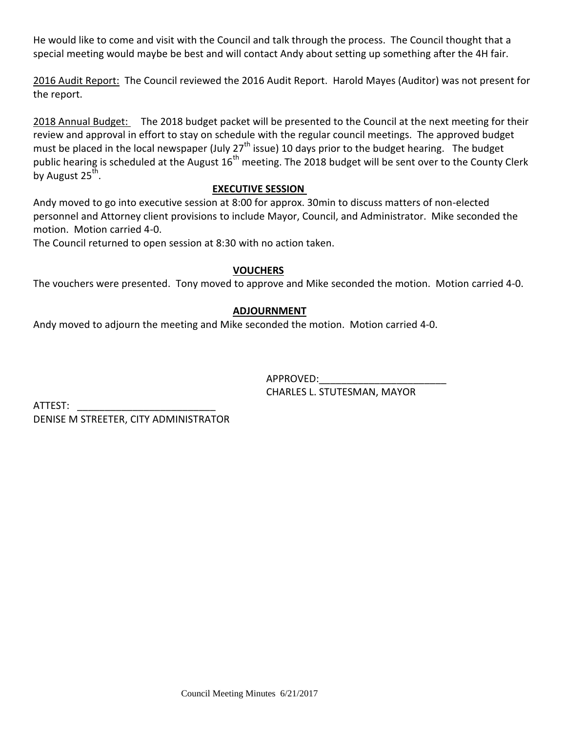He would like to come and visit with the Council and talk through the process. The Council thought that a special meeting would maybe be best and will contact Andy about setting up something after the 4H fair.

2016 Audit Report: The Council reviewed the 2016 Audit Report. Harold Mayes (Auditor) was not present for the report.

2018 Annual Budget: The 2018 budget packet will be presented to the Council at the next meeting for their review and approval in effort to stay on schedule with the regular council meetings. The approved budget must be placed in the local newspaper (July 27th issue) 10 days prior to the budget hearing. The budget public hearing is scheduled at the August 16th meeting. The 2018 budget will be sent over to the County Clerk by August 25th.

**EXECUTIVE SESSION**

Andy moved to go into executive session at 8:00 for approx. 30min to discuss matters of non-elected personnel and Attorney client provisions to include Mayor, Council, and Administrator. Mike seconded the motion. Motion carried 4-0.

The Council returned to open session at 8:30 with no action taken.

**VOUCHERS**

The vouchers were presented. Tony moved to approve and Mike seconded the motion. Motion carried 4-0.

**ADJOURNMENT**

Andy moved to adjourn the meeting and Mike seconded the motion. Motion carried 4-0.

APPROVED:_______________________
CHARLES L. STUTESMAN, MAYOR

ATTEST: _________________________
DENISE M STREETER, CITY ADMINISTRATOR